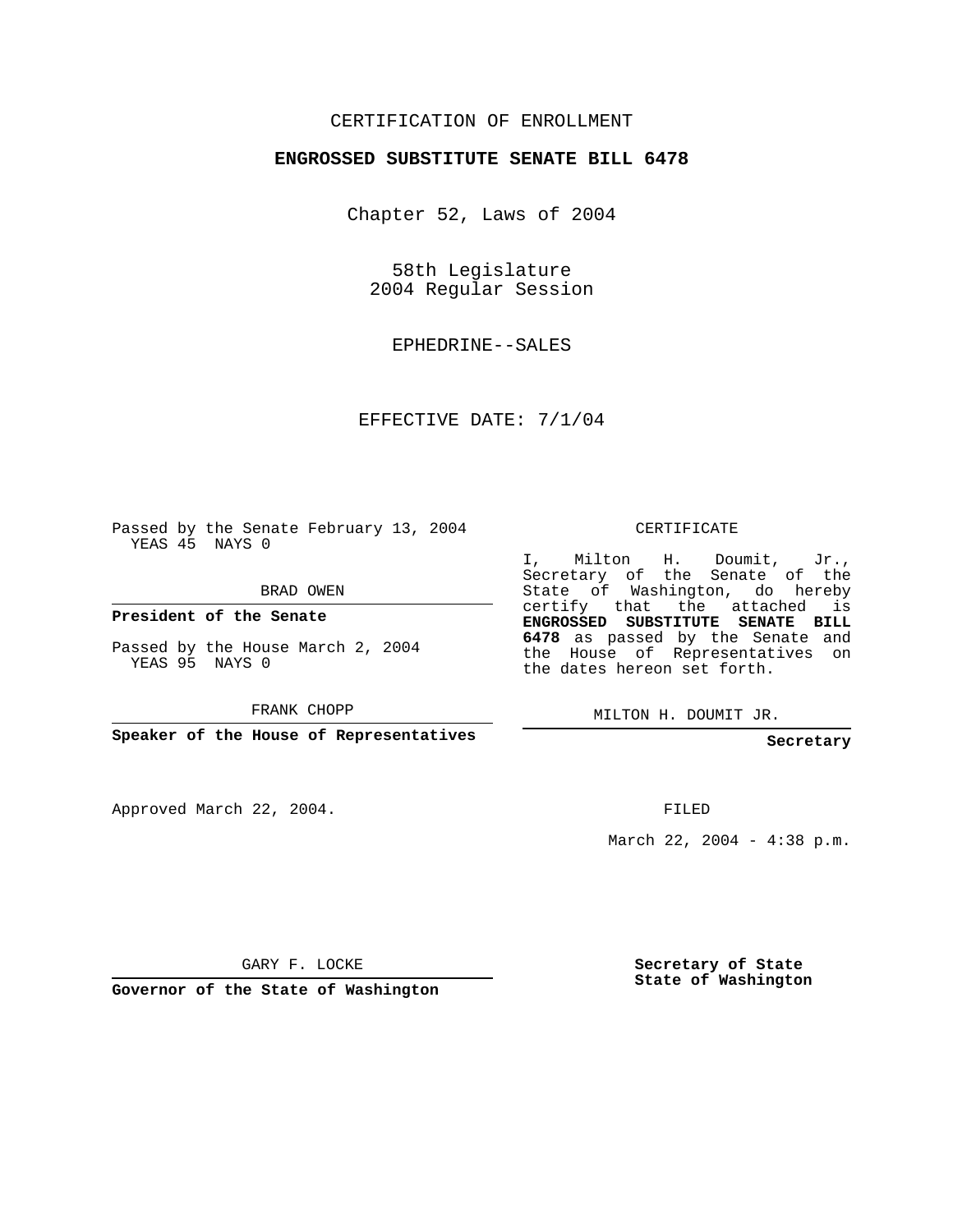CERTIFICATION OF ENROLLMENT

# ENGROSSED SUBSTITUTE SENATE BILL 6478

Chapter 52, Laws of 2004

58th Legislature
2004 Regular Session

EPHEDRINE--SALES

EFFECTIVE DATE: 7/1/04

Passed by the Senate February 13, 2004
YEAS 45 NAYS 0

BRAD OWEN

**President of the Senate**

Passed by the House March 2, 2004
YEAS 95 NAYS 0

FRANK CHOPP

**Speaker of the House of Representatives**

Approved March 22, 2004.

GARY F. LOCKE

**Governor of the State of Washington**

CERTIFICATE

I, Milton H. Doumit, Jr., Secretary of the Senate of the State of Washington, do hereby certify that the attached is **ENGROSSED SUBSTITUTE SENATE BILL 6478** as passed by the Senate and the House of Representatives on the dates hereon set forth.

MILTON H. DOUMIT JR.

**Secretary**

FILED

March 22, 2004 - 4:38 p.m.

**Secretary of State**
**State of Washington**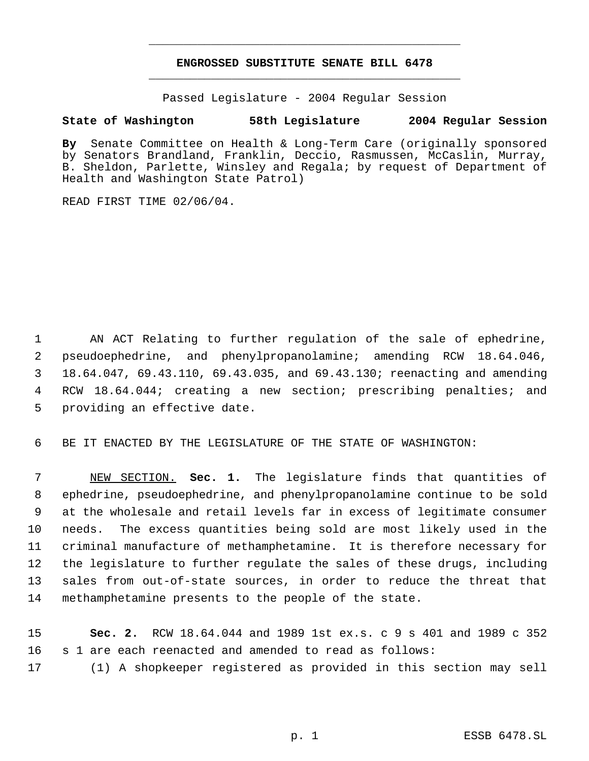# ENGROSSED SUBSTITUTE SENATE BILL 6478

Passed Legislature - 2004 Regular Session

**State of Washington 58th Legislature 2004 Regular Session**

**By** Senate Committee on Health & Long-Term Care (originally sponsored by Senators Brandland, Franklin, Deccio, Rasmussen, McCaslin, Murray, B. Sheldon, Parlette, Winsley and Regala; by request of Department of Health and Washington State Patrol)

READ FIRST TIME 02/06/04.

AN ACT Relating to further regulation of the sale of ephedrine, pseudoephedrine, and phenylpropanolamine; amending RCW 18.64.046, 18.64.047, 69.43.110, 69.43.035, and 69.43.130; reenacting and amending RCW 18.64.044; creating a new section; prescribing penalties; and providing an effective date.

BE IT ENACTED BY THE LEGISLATURE OF THE STATE OF WASHINGTON:

NEW SECTION. **Sec. 1.** The legislature finds that quantities of ephedrine, pseudoephedrine, and phenylpropanolamine continue to be sold at the wholesale and retail levels far in excess of legitimate consumer needs. The excess quantities being sold are most likely used in the criminal manufacture of methamphetamine. It is therefore necessary for the legislature to further regulate the sales of these drugs, including sales from out-of-state sources, in order to reduce the threat that methamphetamine presents to the people of the state.

**Sec. 2.** RCW 18.64.044 and 1989 1st ex.s. c 9 s 401 and 1989 c 352 s 1 are each reenacted and amended to read as follows:

(1) A shopkeeper registered as provided in this section may sell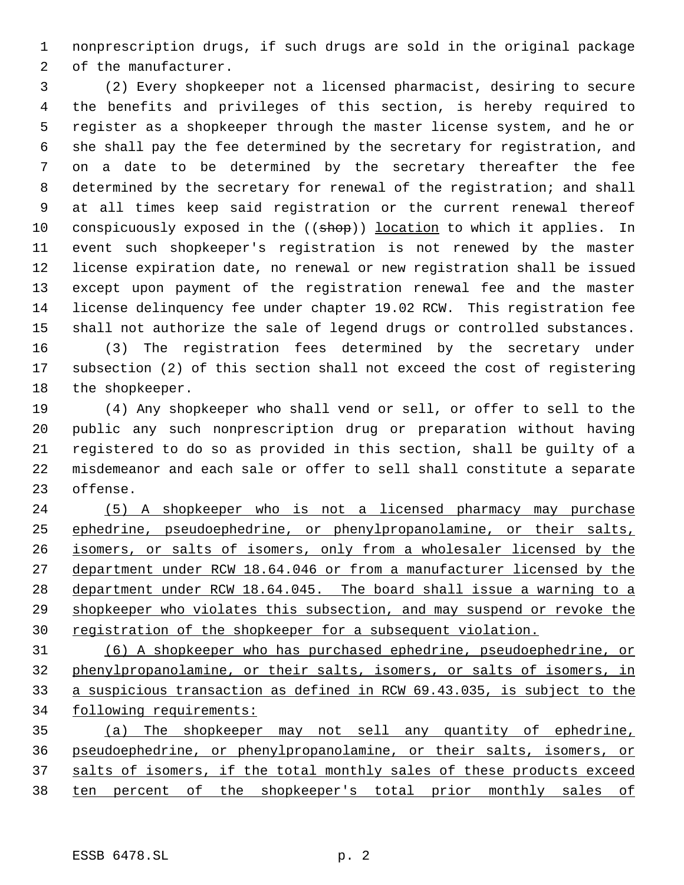nonprescription drugs, if such drugs are sold in the original package of the manufacturer.

(2) Every shopkeeper not a licensed pharmacist, desiring to secure the benefits and privileges of this section, is hereby required to register as a shopkeeper through the master license system, and he or she shall pay the fee determined by the secretary for registration, and on a date to be determined by the secretary thereafter the fee determined by the secretary for renewal of the registration; and shall at all times keep said registration or the current renewal thereof conspicuously exposed in the ((~~shop~~)) <u>location</u> to which it applies. In event such shopkeeper's registration is not renewed by the master license expiration date, no renewal or new registration shall be issued except upon payment of the registration renewal fee and the master license delinquency fee under chapter 19.02 RCW. This registration fee shall not authorize the sale of legend drugs or controlled substances.

(3) The registration fees determined by the secretary under subsection (2) of this section shall not exceed the cost of registering the shopkeeper.

(4) Any shopkeeper who shall vend or sell, or offer to sell to the public any such nonprescription drug or preparation without having registered to do so as provided in this section, shall be guilty of a misdemeanor and each sale or offer to sell shall constitute a separate offense.

<u>(5) A shopkeeper who is not a licensed pharmacy may purchase ephedrine, pseudoephedrine, or phenylpropanolamine, or their salts, isomers, or salts of isomers, only from a wholesaler licensed by the department under RCW 18.64.046 or from a manufacturer licensed by the department under RCW 18.64.045. The board shall issue a warning to a shopkeeper who violates this subsection, and may suspend or revoke the registration of the shopkeeper for a subsequent violation.</u>

<u>(6) A shopkeeper who has purchased ephedrine, pseudoephedrine, or phenylpropanolamine, or their salts, isomers, or salts of isomers, in a suspicious transaction as defined in RCW 69.43.035, is subject to the following requirements:</u>

<u>(a) The shopkeeper may not sell any quantity of ephedrine, pseudoephedrine, or phenylpropanolamine, or their salts, isomers, or salts of isomers, if the total monthly sales of these products exceed ten percent of the shopkeeper's total prior monthly sales of</u>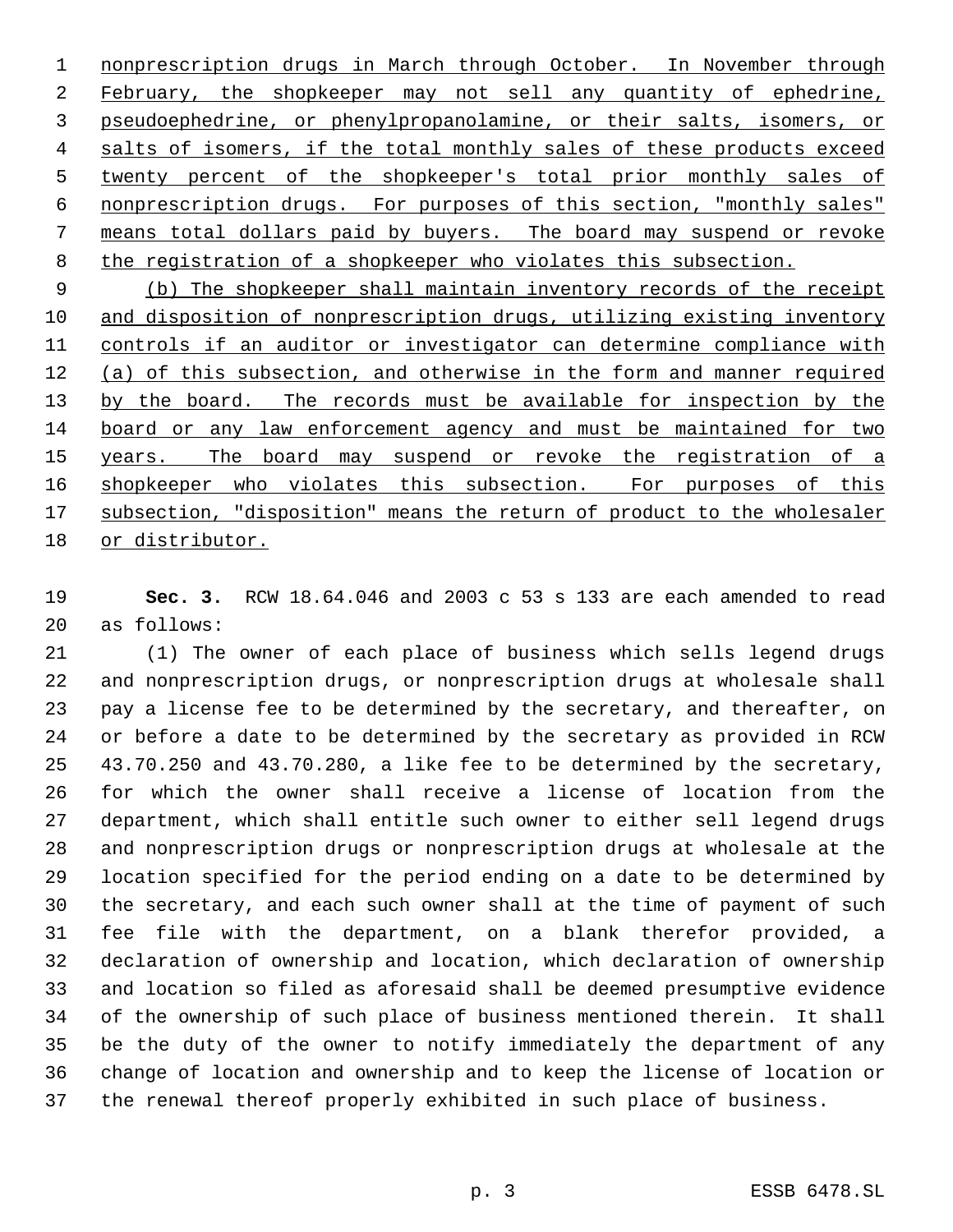nonprescription drugs in March through October. In November through February, the shopkeeper may not sell any quantity of ephedrine, pseudoephedrine, or phenylpropanolamine, or their salts, isomers, or salts of isomers, if the total monthly sales of these products exceed twenty percent of the shopkeeper's total prior monthly sales of nonprescription drugs. For purposes of this section, "monthly sales" means total dollars paid by buyers. The board may suspend or revoke the registration of a shopkeeper who violates this subsection.

(b) The shopkeeper shall maintain inventory records of the receipt and disposition of nonprescription drugs, utilizing existing inventory controls if an auditor or investigator can determine compliance with (a) of this subsection, and otherwise in the form and manner required by the board. The records must be available for inspection by the board or any law enforcement agency and must be maintained for two years. The board may suspend or revoke the registration of a shopkeeper who violates this subsection. For purposes of this subsection, "disposition" means the return of product to the wholesaler or distributor.

**Sec. 3.** RCW 18.64.046 and 2003 c 53 s 133 are each amended to read as follows:

(1) The owner of each place of business which sells legend drugs and nonprescription drugs, or nonprescription drugs at wholesale shall pay a license fee to be determined by the secretary, and thereafter, on or before a date to be determined by the secretary as provided in RCW 43.70.250 and 43.70.280, a like fee to be determined by the secretary, for which the owner shall receive a license of location from the department, which shall entitle such owner to either sell legend drugs and nonprescription drugs or nonprescription drugs at wholesale at the location specified for the period ending on a date to be determined by the secretary, and each such owner shall at the time of payment of such fee file with the department, on a blank therefor provided, a declaration of ownership and location, which declaration of ownership and location so filed as aforesaid shall be deemed presumptive evidence of the ownership of such place of business mentioned therein. It shall be the duty of the owner to notify immediately the department of any change of location and ownership and to keep the license of location or the renewal thereof properly exhibited in such place of business.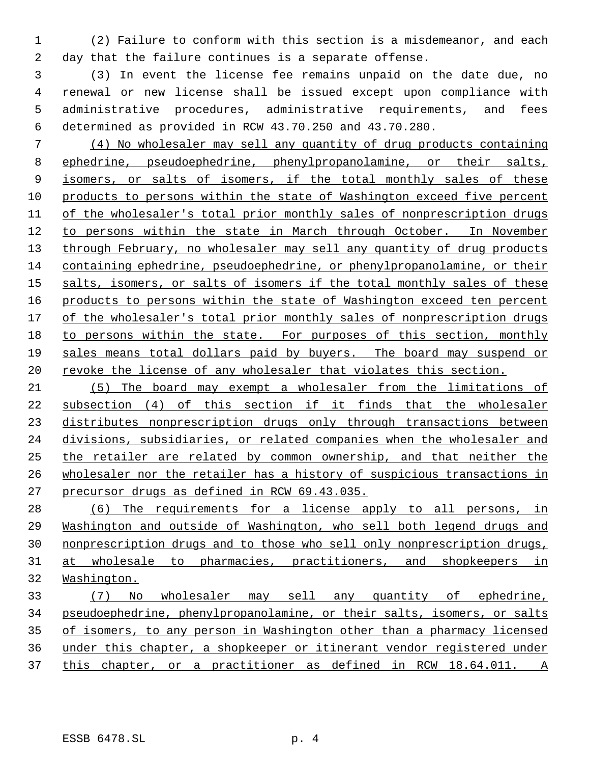(2) Failure to conform with this section is a misdemeanor, and each day that the failure continues is a separate offense.

(3) In event the license fee remains unpaid on the date due, no renewal or new license shall be issued except upon compliance with administrative procedures, administrative requirements, and fees determined as provided in RCW 43.70.250 and 43.70.280.

(4) No wholesaler may sell any quantity of drug products containing ephedrine, pseudoephedrine, phenylpropanolamine, or their salts, isomers, or salts of isomers, if the total monthly sales of these products to persons within the state of Washington exceed five percent of the wholesaler's total prior monthly sales of nonprescription drugs to persons within the state in March through October. In November through February, no wholesaler may sell any quantity of drug products containing ephedrine, pseudoephedrine, or phenylpropanolamine, or their salts, isomers, or salts of isomers if the total monthly sales of these products to persons within the state of Washington exceed ten percent of the wholesaler's total prior monthly sales of nonprescription drugs to persons within the state. For purposes of this section, monthly sales means total dollars paid by buyers. The board may suspend or revoke the license of any wholesaler that violates this section.

(5) The board may exempt a wholesaler from the limitations of subsection (4) of this section if it finds that the wholesaler distributes nonprescription drugs only through transactions between divisions, subsidiaries, or related companies when the wholesaler and the retailer are related by common ownership, and that neither the wholesaler nor the retailer has a history of suspicious transactions in precursor drugs as defined in RCW 69.43.035.

(6) The requirements for a license apply to all persons, in Washington and outside of Washington, who sell both legend drugs and nonprescription drugs and to those who sell only nonprescription drugs, at wholesale to pharmacies, practitioners, and shopkeepers in Washington.

(7) No wholesaler may sell any quantity of ephedrine, pseudoephedrine, phenylpropanolamine, or their salts, isomers, or salts of isomers, to any person in Washington other than a pharmacy licensed under this chapter, a shopkeeper or itinerant vendor registered under this chapter, or a practitioner as defined in RCW 18.64.011. A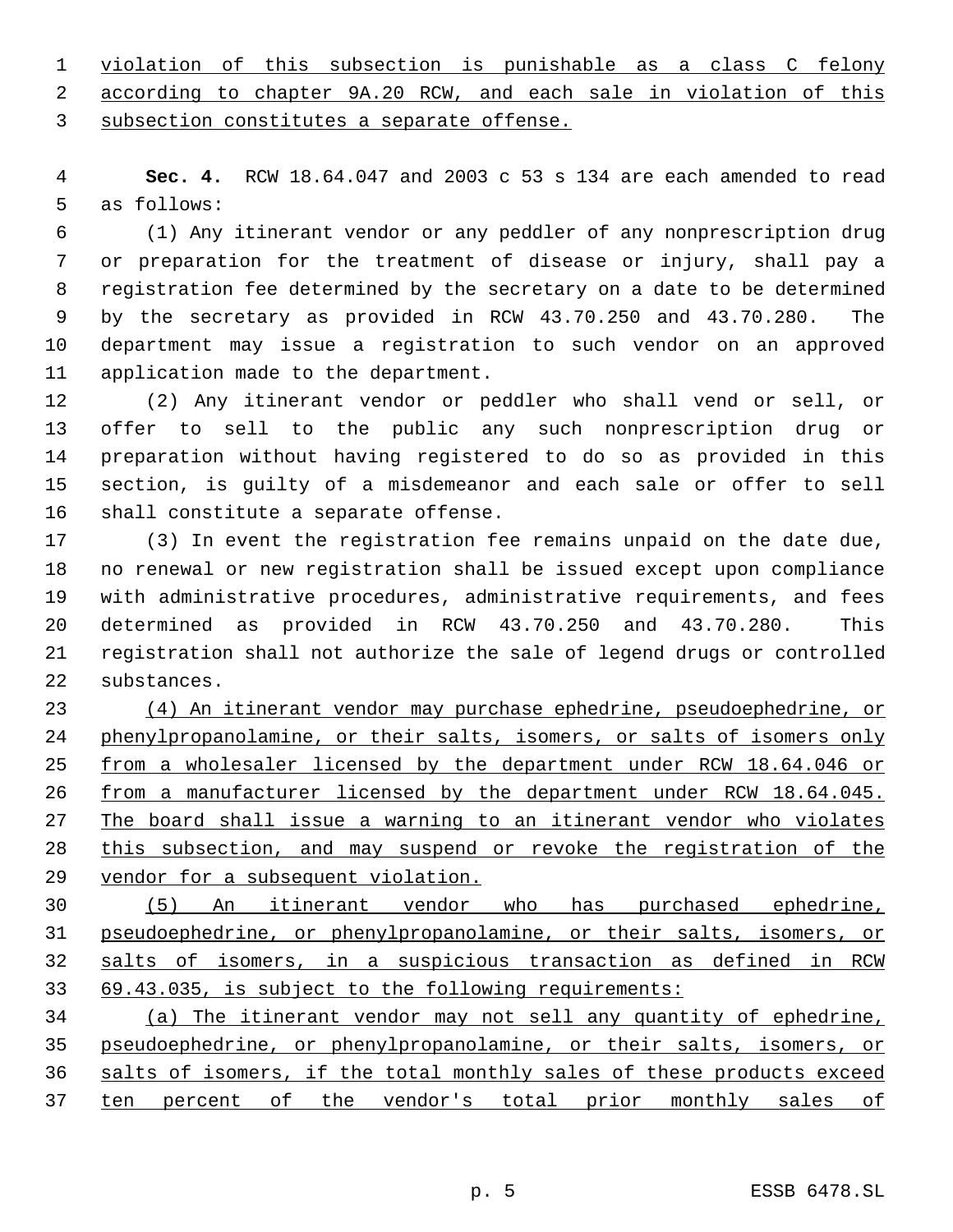violation of this subsection is punishable as a class C felony according to chapter 9A.20 RCW, and each sale in violation of this subsection constitutes a separate offense.

**Sec. 4.** RCW 18.64.047 and 2003 c 53 s 134 are each amended to read as follows:

(1) Any itinerant vendor or any peddler of any nonprescription drug or preparation for the treatment of disease or injury, shall pay a registration fee determined by the secretary on a date to be determined by the secretary as provided in RCW 43.70.250 and 43.70.280. The department may issue a registration to such vendor on an approved application made to the department.

(2) Any itinerant vendor or peddler who shall vend or sell, or offer to sell to the public any such nonprescription drug or preparation without having registered to do so as provided in this section, is guilty of a misdemeanor and each sale or offer to sell shall constitute a separate offense.

(3) In event the registration fee remains unpaid on the date due, no renewal or new registration shall be issued except upon compliance with administrative procedures, administrative requirements, and fees determined as provided in RCW 43.70.250 and 43.70.280. This registration shall not authorize the sale of legend drugs or controlled substances.

(4) An itinerant vendor may purchase ephedrine, pseudoephedrine, or phenylpropanolamine, or their salts, isomers, or salts of isomers only from a wholesaler licensed by the department under RCW 18.64.046 or from a manufacturer licensed by the department under RCW 18.64.045. The board shall issue a warning to an itinerant vendor who violates this subsection, and may suspend or revoke the registration of the vendor for a subsequent violation.

(5) An itinerant vendor who has purchased ephedrine, pseudoephedrine, or phenylpropanolamine, or their salts, isomers, or salts of isomers, in a suspicious transaction as defined in RCW 69.43.035, is subject to the following requirements:

(a) The itinerant vendor may not sell any quantity of ephedrine, pseudoephedrine, or phenylpropanolamine, or their salts, isomers, or salts of isomers, if the total monthly sales of these products exceed ten percent of the vendor's total prior monthly sales of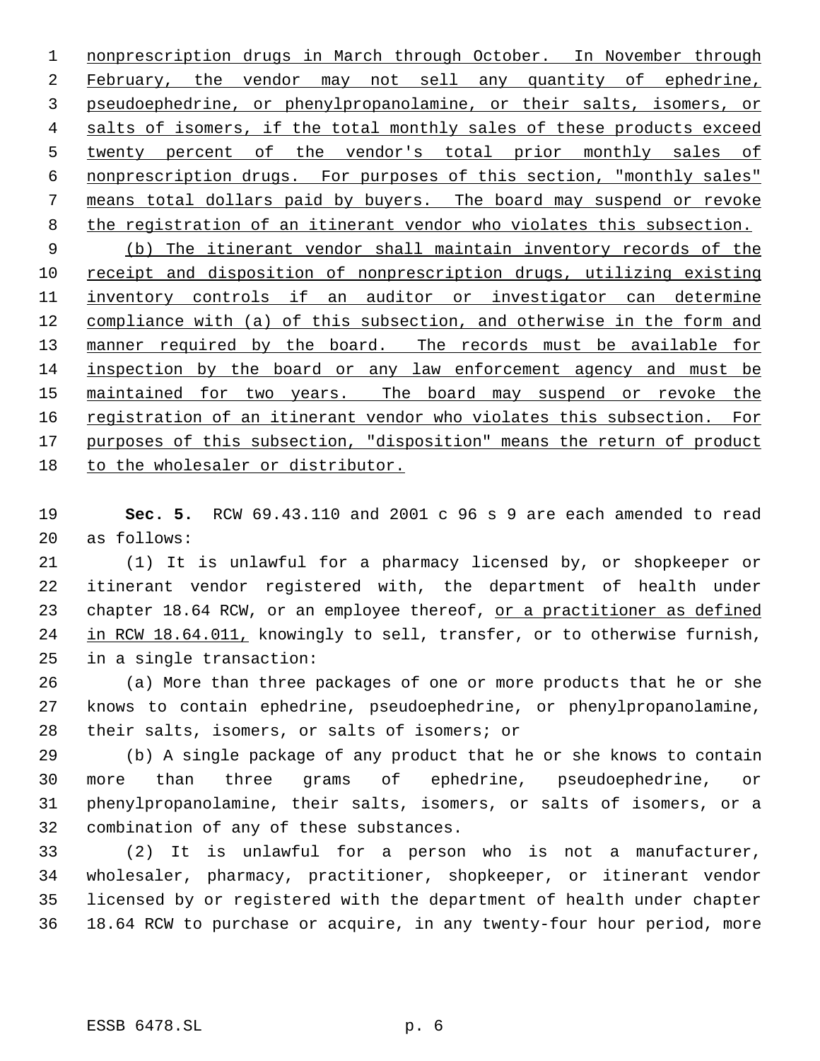nonprescription drugs in March through October. In November through February, the vendor may not sell any quantity of ephedrine, pseudoephedrine, or phenylpropanolamine, or their salts, isomers, or salts of isomers, if the total monthly sales of these products exceed twenty percent of the vendor's total prior monthly sales of nonprescription drugs. For purposes of this section, "monthly sales" means total dollars paid by buyers. The board may suspend or revoke the registration of an itinerant vendor who violates this subsection.

(b) The itinerant vendor shall maintain inventory records of the receipt and disposition of nonprescription drugs, utilizing existing inventory controls if an auditor or investigator can determine compliance with (a) of this subsection, and otherwise in the form and manner required by the board. The records must be available for inspection by the board or any law enforcement agency and must be maintained for two years. The board may suspend or revoke the registration of an itinerant vendor who violates this subsection. For purposes of this subsection, "disposition" means the return of product to the wholesaler or distributor.

**Sec. 5.** RCW 69.43.110 and 2001 c 96 s 9 are each amended to read as follows:

(1) It is unlawful for a pharmacy licensed by, or shopkeeper or itinerant vendor registered with, the department of health under chapter 18.64 RCW, or an employee thereof, or a practitioner as defined in RCW 18.64.011, knowingly to sell, transfer, or to otherwise furnish, in a single transaction:

(a) More than three packages of one or more products that he or she knows to contain ephedrine, pseudoephedrine, or phenylpropanolamine, their salts, isomers, or salts of isomers; or

(b) A single package of any product that he or she knows to contain more than three grams of ephedrine, pseudoephedrine, or phenylpropanolamine, their salts, isomers, or salts of isomers, or a combination of any of these substances.

(2) It is unlawful for a person who is not a manufacturer, wholesaler, pharmacy, practitioner, shopkeeper, or itinerant vendor licensed by or registered with the department of health under chapter 18.64 RCW to purchase or acquire, in any twenty-four hour period, more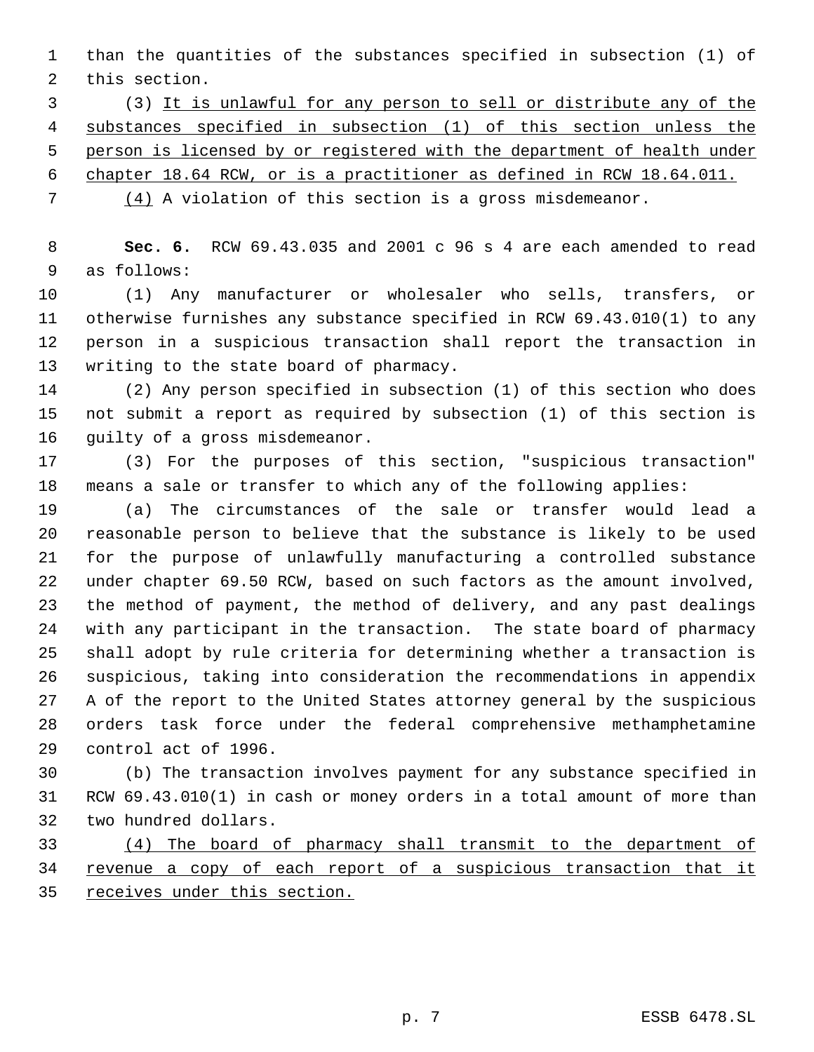than the quantities of the substances specified in subsection (1) of this section.

(3) <u>It is unlawful for any person to sell or distribute any of the substances specified in subsection (1) of this section unless the person is licensed by or registered with the department of health under chapter 18.64 RCW, or is a practitioner as defined in RCW 18.64.011.</u>

<u>(4)</u> A violation of this section is a gross misdemeanor.

**Sec. 6.** RCW 69.43.035 and 2001 c 96 s 4 are each amended to read as follows:

(1) Any manufacturer or wholesaler who sells, transfers, or otherwise furnishes any substance specified in RCW 69.43.010(1) to any person in a suspicious transaction shall report the transaction in writing to the state board of pharmacy.

(2) Any person specified in subsection (1) of this section who does not submit a report as required by subsection (1) of this section is guilty of a gross misdemeanor.

(3) For the purposes of this section, "suspicious transaction" means a sale or transfer to which any of the following applies:

(a) The circumstances of the sale or transfer would lead a reasonable person to believe that the substance is likely to be used for the purpose of unlawfully manufacturing a controlled substance under chapter 69.50 RCW, based on such factors as the amount involved, the method of payment, the method of delivery, and any past dealings with any participant in the transaction. The state board of pharmacy shall adopt by rule criteria for determining whether a transaction is suspicious, taking into consideration the recommendations in appendix A of the report to the United States attorney general by the suspicious orders task force under the federal comprehensive methamphetamine control act of 1996.

(b) The transaction involves payment for any substance specified in RCW 69.43.010(1) in cash or money orders in a total amount of more than two hundred dollars.

<u>(4) The board of pharmacy shall transmit to the department of revenue a copy of each report of a suspicious transaction that it receives under this section.</u>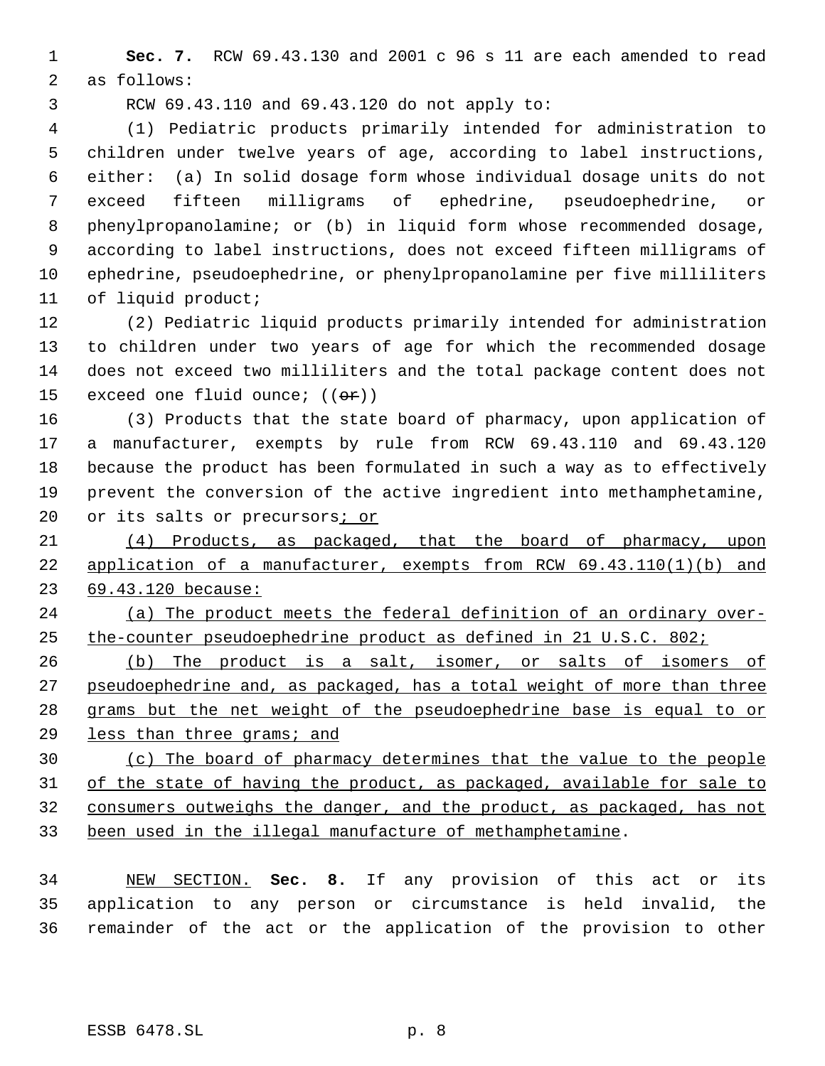**Sec. 7.** RCW 69.43.130 and 2001 c 96 s 11 are each amended to read as follows:

RCW 69.43.110 and 69.43.120 do not apply to:

(1) Pediatric products primarily intended for administration to children under twelve years of age, according to label instructions, either: (a) In solid dosage form whose individual dosage units do not exceed fifteen milligrams of ephedrine, pseudoephedrine, or phenylpropanolamine; or (b) in liquid form whose recommended dosage, according to label instructions, does not exceed fifteen milligrams of ephedrine, pseudoephedrine, or phenylpropanolamine per five milliliters of liquid product;

(2) Pediatric liquid products primarily intended for administration to children under two years of age for which the recommended dosage does not exceed two milliliters and the total package content does not exceed one fluid ounce; ((~~or~~))

(3) Products that the state board of pharmacy, upon application of a manufacturer, exempts by rule from RCW 69.43.110 and 69.43.120 because the product has been formulated in such a way as to effectively prevent the conversion of the active ingredient into methamphetamine, or its salts or precursors<u>; or</u>

<u>(4) Products, as packaged, that the board of pharmacy, upon application of a manufacturer, exempts from RCW 69.43.110(1)(b) and 69.43.120 because:</u>

<u>(a) The product meets the federal definition of an ordinary over-the-counter pseudoephedrine product as defined in 21 U.S.C. 802;</u>

<u>(b) The product is a salt, isomer, or salts of isomers of pseudoephedrine and, as packaged, has a total weight of more than three grams but the net weight of the pseudoephedrine base is equal to or less than three grams; and</u>

<u>(c) The board of pharmacy determines that the value to the people of the state of having the product, as packaged, available for sale to consumers outweighs the danger, and the product, as packaged, has not been used in the illegal manufacture of methamphetamine</u>.

<u>NEW SECTION.</u> **Sec. 8.** If any provision of this act or its application to any person or circumstance is held invalid, the remainder of the act or the application of the provision to other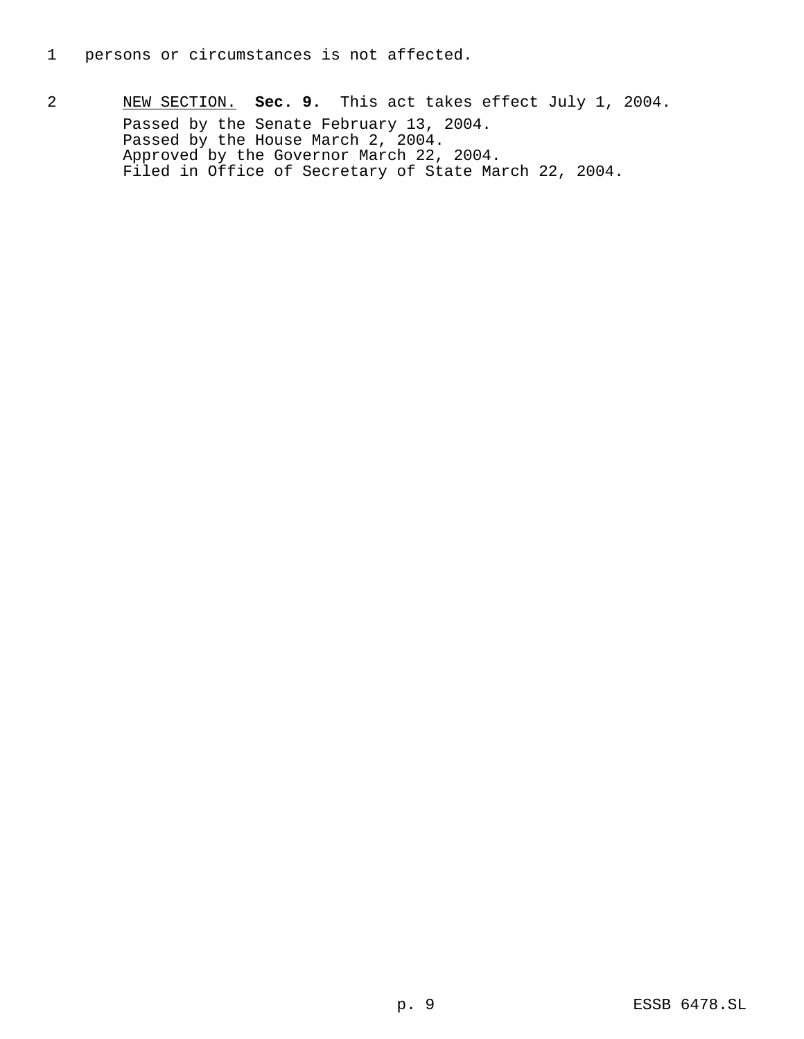persons or circumstances is not affected.

NEW SECTION. **Sec. 9.** This act takes effect July 1, 2004.

Passed by the Senate February 13, 2004.
Passed by the House March 2, 2004.
Approved by the Governor March 22, 2004.
Filed in Office of Secretary of State March 22, 2004.